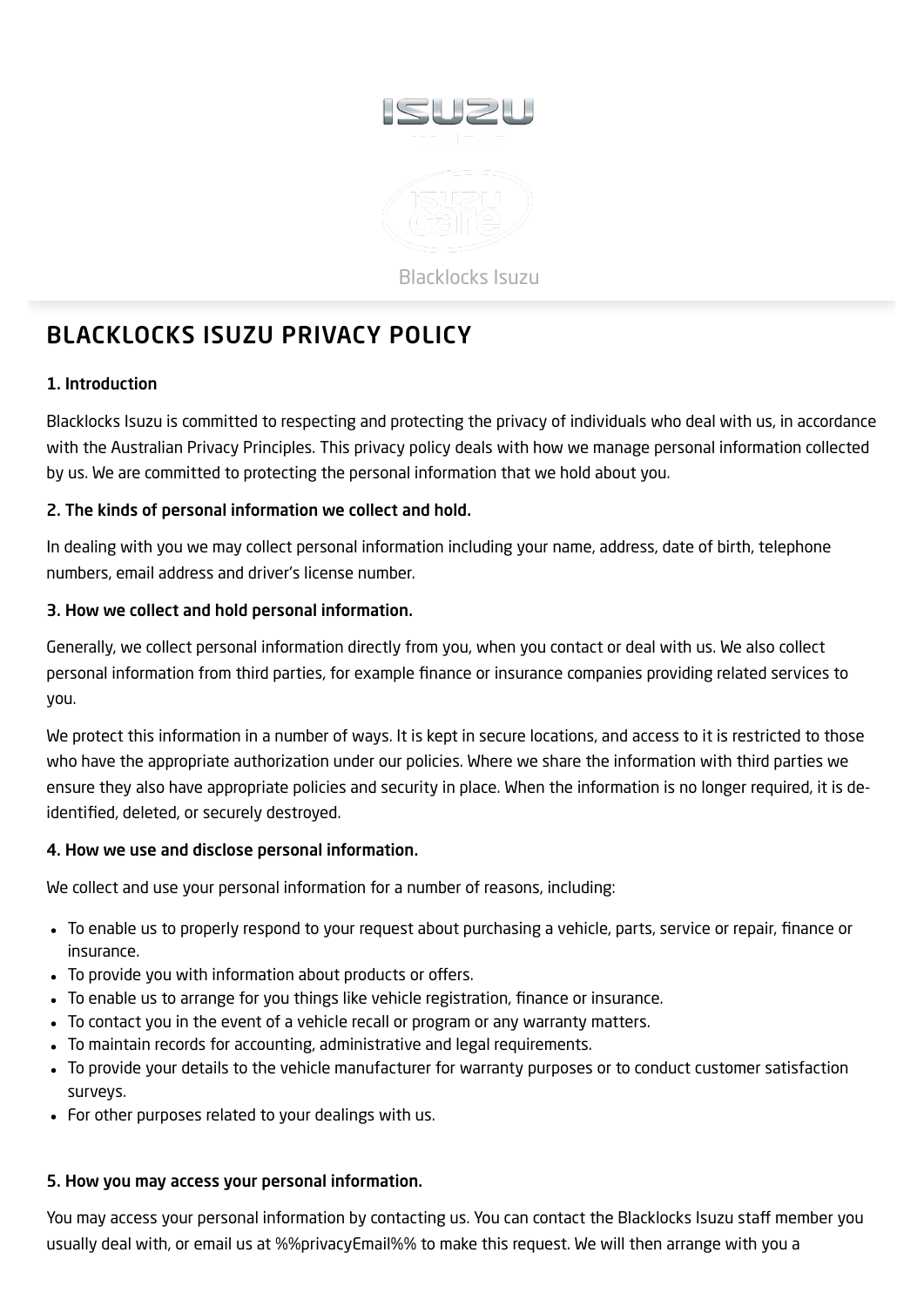Blacklocks Isuzu

# BLACKLOCKS ISUZU PRIVACY POLICY

### 1. Introduction

Blacklocks Isuzu is committed to respecting and protecting the privacy of individuals who deal with us, in accordance with the Australian Privacy Principles. This privacy policy deals with how we manage personal information collected by us. We are committed to protecting the personal information that we hold about you.

### 2. The kinds of personal information we collect and hold.

In dealing with you we may collect personal information including your name, address, date of birth, telephone numbers, email address and driver's license number.

### 3. How we collect and hold personal information.

Generally, we collect personal information directly from you, when you contact or deal with us. We also collect personal information from third parties, for example finance or insurance companies providing related services to you.

We protect this information in a number of ways. It is kept in secure locations, and access to it is restricted to those who have the appropriate authorization under our policies. Where we share the information with third parties we ensure they also have appropriate policies and security in place. When the information is no longer required, it is de-identified, deleted, or securely destroyed.

### 4. How we use and disclose personal information.

We collect and use your personal information for a number of reasons, including:

- To enable us to properly respond to your request about purchasing a vehicle, parts, service or repair, finance or insurance.
- To provide you with information about products or offers.
- To enable us to arrange for you things like vehicle registration, finance or insurance.
- To contact you in the event of a vehicle recall or program or any warranty matters.
- To maintain records for accounting, administrative and legal requirements.
- To provide your details to the vehicle manufacturer for warranty purposes or to conduct customer satisfaction surveys.
- For other purposes related to your dealings with us.

### 5. How you may access your personal information.

You may access your personal information by contacting us. You can contact the Blacklocks Isuzu staff member you usually deal with, or email us at %%privacyEmail%% to make this request. We will then arrange with you a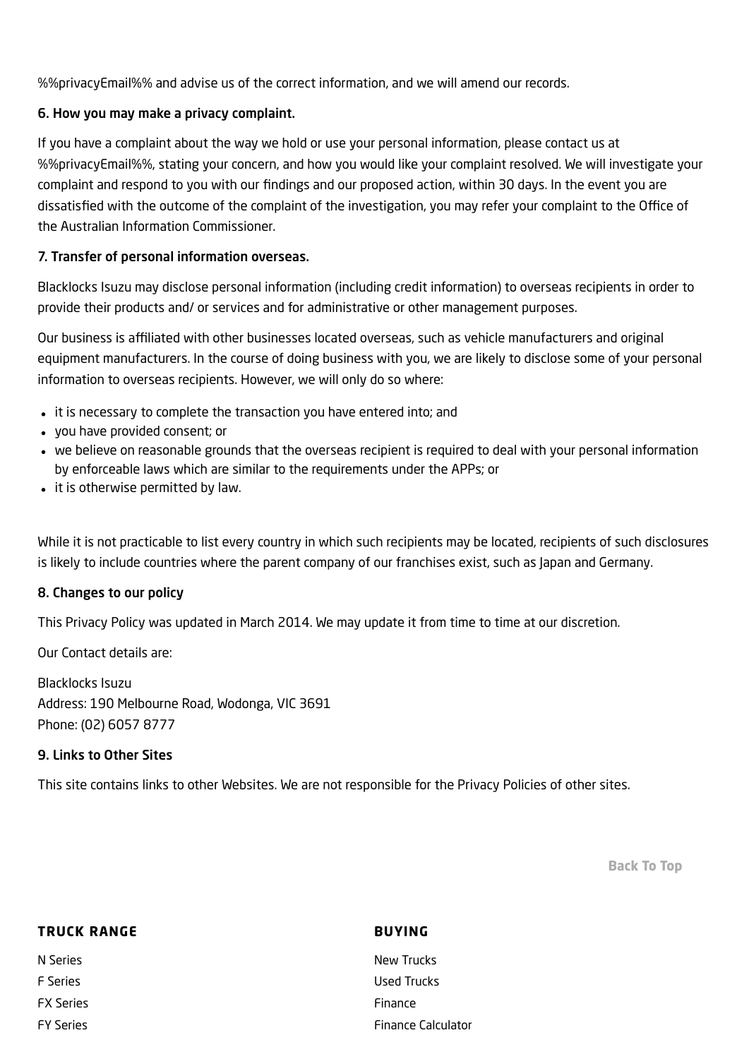%%privacyEmail%% and advise us of the correct information, and we will amend our records.

### 6. How you may make a privacy complaint.

If you have a complaint about the way we hold or use your personal information, please contact us at %%privacyEmail%%, stating your concern, and how you would like your complaint resolved. We will investigate your complaint and respond to you with our findings and our proposed action, within 30 days. In the event you are dissatisfied with the outcome of the complaint of the investigation, you may refer your complaint to the Office of the Australian Information Commissioner.

### 7. Transfer of personal information overseas.

Blacklocks Isuzu may disclose personal information (including credit information) to overseas recipients in order to provide their products and/ or services and for administrative or other management purposes.

Our business is affiliated with other businesses located overseas, such as vehicle manufacturers and original equipment manufacturers. In the course of doing business with you, we are likely to disclose some of your personal information to overseas recipients. However, we will only do so where:

- it is necessary to complete the transaction you have entered into; and
- you have provided consent; or
- we believe on reasonable grounds that the overseas recipient is required to deal with your personal information by enforceable laws which are similar to the requirements under the APPs; or
- it is otherwise permitted by law.

While it is not practicable to list every country in which such recipients may be located, recipients of such disclosures is likely to include countries where the parent company of our franchises exist, such as Japan and Germany.

### 8. Changes to our policy

This Privacy Policy was updated in March 2014. We may update it from time to time at our discretion.

Our Contact details are:

Blacklocks Isuzu
Address: 190 Melbourne Road, Wodonga, VIC 3691
Phone: (02) 6057 8777

### 9. Links to Other Sites

This site contains links to other Websites. We are not responsible for the Privacy Policies of other sites.

Back To Top

**TRUCK RANGE**

N Series
F Series
FX Series
FY Series

**BUYING**

New Trucks
Used Trucks
Finance
Finance Calculator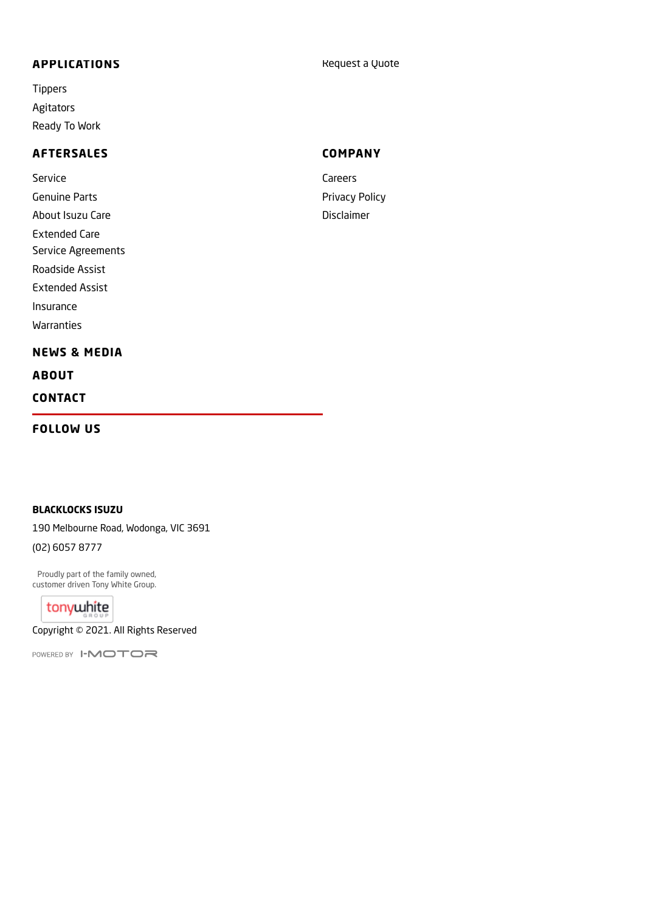## APPLICATIONS

Tippers
Agitators
Ready To Work

Request a Quote

## AFTERSALES

Service
Genuine Parts
About Isuzu Care
Extended Care
Service Agreements
Roadside Assist
Extended Assist
Insurance
Warranties

## COMPANY

Careers
Privacy Policy
Disclaimer

## NEWS & MEDIA

## ABOUT

## CONTACT

## FOLLOW US

**BLACKLOCKS ISUZU**

190 Melbourne Road, Wodonga, VIC 3691

(02) 6057 8777

Proudly part of the family owned, customer driven Tony White Group.

tonywhite GROUP

Copyright © 2021. All Rights Reserved

POWERED BY I-MOTOR